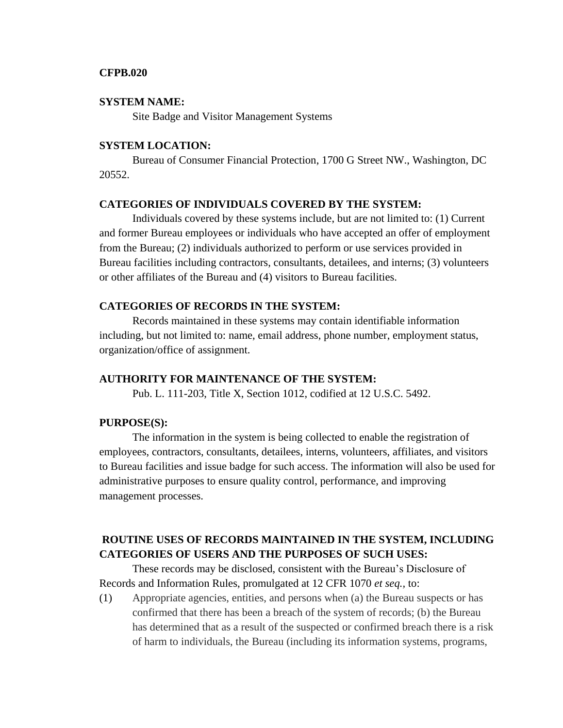**CFPB.020**

**SYSTEM NAME:**

Site Badge and Visitor Management Systems

**SYSTEM LOCATION:**

Bureau of Consumer Financial Protection, 1700 G Street NW., Washington, DC 20552.

**CATEGORIES OF INDIVIDUALS COVERED BY THE SYSTEM:**

Individuals covered by these systems include, but are not limited to: (1) Current and former Bureau employees or individuals who have accepted an offer of employment from the Bureau; (2) individuals authorized to perform or use services provided in Bureau facilities including contractors, consultants, detailees, and interns; (3) volunteers or other affiliates of the Bureau and (4) visitors to Bureau facilities.

**CATEGORIES OF RECORDS IN THE SYSTEM:**

Records maintained in these systems may contain identifiable information including, but not limited to: name, email address, phone number, employment status, organization/office of assignment.

**AUTHORITY FOR MAINTENANCE OF THE SYSTEM:**

Pub. L. 111-203, Title X, Section 1012, codified at 12 U.S.C. 5492.

**PURPOSE(S):**

The information in the system is being collected to enable the registration of employees, contractors, consultants, detailees, interns, volunteers, affiliates, and visitors to Bureau facilities and issue badge for such access. The information will also be used for administrative purposes to ensure quality control, performance, and improving management processes.

**ROUTINE USES OF RECORDS MAINTAINED IN THE SYSTEM, INCLUDING CATEGORIES OF USERS AND THE PURPOSES OF SUCH USES:**

These records may be disclosed, consistent with the Bureau's Disclosure of Records and Information Rules, promulgated at 12 CFR 1070 *et seq.*, to:

(1) Appropriate agencies, entities, and persons when (a) the Bureau suspects or has confirmed that there has been a breach of the system of records; (b) the Bureau has determined that as a result of the suspected or confirmed breach there is a risk of harm to individuals, the Bureau (including its information systems, programs,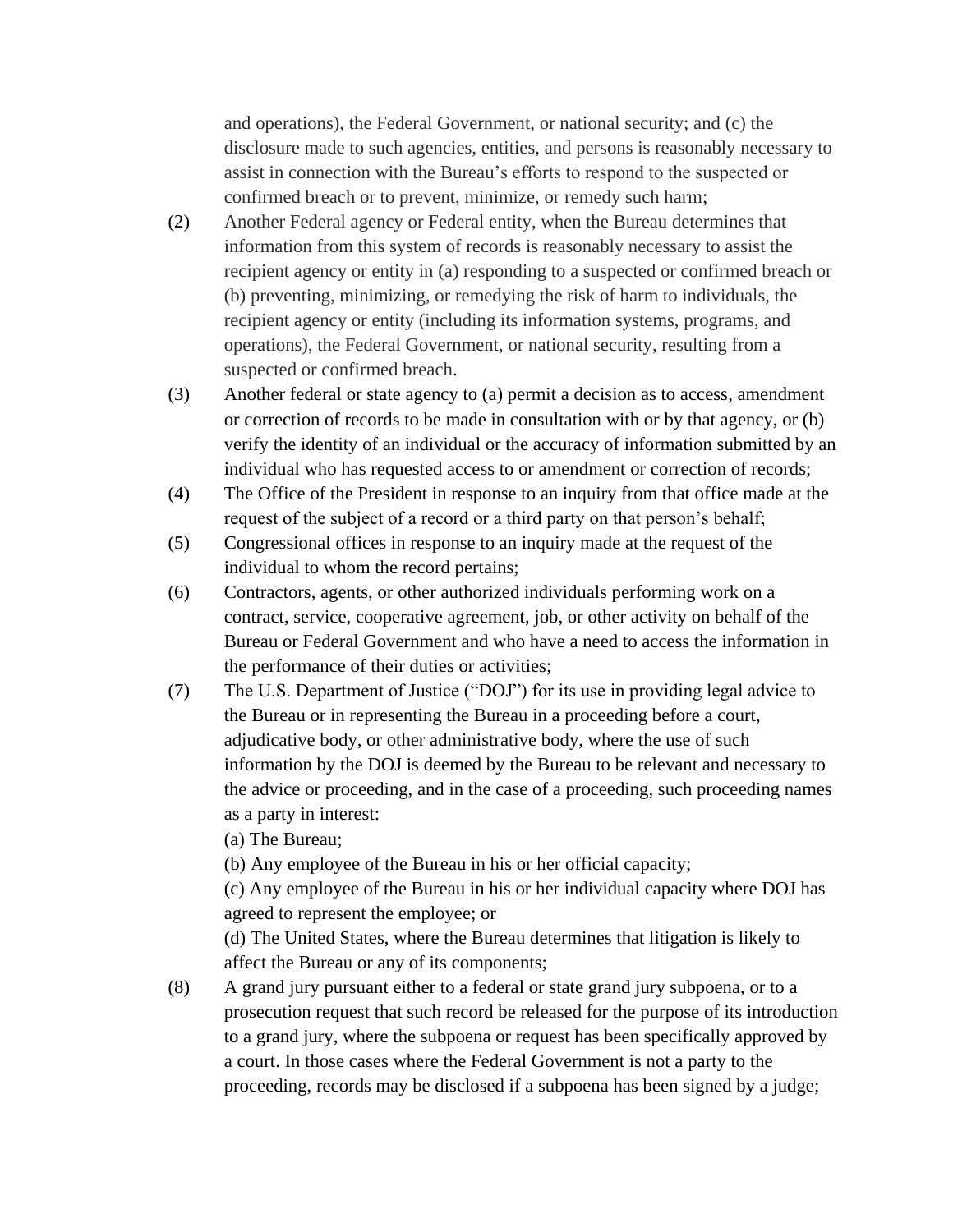and operations), the Federal Government, or national security; and (c) the disclosure made to such agencies, entities, and persons is reasonably necessary to assist in connection with the Bureau's efforts to respond to the suspected or confirmed breach or to prevent, minimize, or remedy such harm;

(2) Another Federal agency or Federal entity, when the Bureau determines that information from this system of records is reasonably necessary to assist the recipient agency or entity in (a) responding to a suspected or confirmed breach or (b) preventing, minimizing, or remedying the risk of harm to individuals, the recipient agency or entity (including its information systems, programs, and operations), the Federal Government, or national security, resulting from a suspected or confirmed breach.

(3) Another federal or state agency to (a) permit a decision as to access, amendment or correction of records to be made in consultation with or by that agency, or (b) verify the identity of an individual or the accuracy of information submitted by an individual who has requested access to or amendment or correction of records;

(4) The Office of the President in response to an inquiry from that office made at the request of the subject of a record or a third party on that person's behalf;

(5) Congressional offices in response to an inquiry made at the request of the individual to whom the record pertains;

(6) Contractors, agents, or other authorized individuals performing work on a contract, service, cooperative agreement, job, or other activity on behalf of the Bureau or Federal Government and who have a need to access the information in the performance of their duties or activities;

(7) The U.S. Department of Justice ("DOJ") for its use in providing legal advice to the Bureau or in representing the Bureau in a proceeding before a court, adjudicative body, or other administrative body, where the use of such information by the DOJ is deemed by the Bureau to be relevant and necessary to the advice or proceeding, and in the case of a proceeding, such proceeding names as a party in interest:

    (a) The Bureau;

    (b) Any employee of the Bureau in his or her official capacity;

    (c) Any employee of the Bureau in his or her individual capacity where DOJ has agreed to represent the employee; or

    (d) The United States, where the Bureau determines that litigation is likely to affect the Bureau or any of its components;

(8) A grand jury pursuant either to a federal or state grand jury subpoena, or to a prosecution request that such record be released for the purpose of its introduction to a grand jury, where the subpoena or request has been specifically approved by a court. In those cases where the Federal Government is not a party to the proceeding, records may be disclosed if a subpoena has been signed by a judge;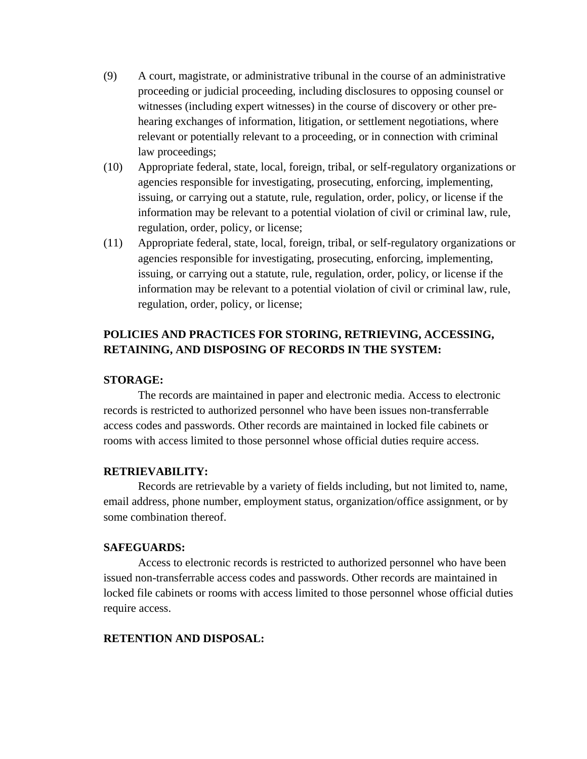(9) A court, magistrate, or administrative tribunal in the course of an administrative proceeding or judicial proceeding, including disclosures to opposing counsel or witnesses (including expert witnesses) in the course of discovery or other pre-hearing exchanges of information, litigation, or settlement negotiations, where relevant or potentially relevant to a proceeding, or in connection with criminal law proceedings;

(10) Appropriate federal, state, local, foreign, tribal, or self-regulatory organizations or agencies responsible for investigating, prosecuting, enforcing, implementing, issuing, or carrying out a statute, rule, regulation, order, policy, or license if the information may be relevant to a potential violation of civil or criminal law, rule, regulation, order, policy, or license;

(11) Appropriate federal, state, local, foreign, tribal, or self-regulatory organizations or agencies responsible for investigating, prosecuting, enforcing, implementing, issuing, or carrying out a statute, rule, regulation, order, policy, or license if the information may be relevant to a potential violation of civil or criminal law, rule, regulation, order, policy, or license;

**POLICIES AND PRACTICES FOR STORING, RETRIEVING, ACCESSING, RETAINING, AND DISPOSING OF RECORDS IN THE SYSTEM:**

**STORAGE:**

The records are maintained in paper and electronic media. Access to electronic records is restricted to authorized personnel who have been issues non-transferrable access codes and passwords. Other records are maintained in locked file cabinets or rooms with access limited to those personnel whose official duties require access.

**RETRIEVABILITY:**

Records are retrievable by a variety of fields including, but not limited to, name, email address, phone number, employment status, organization/office assignment, or by some combination thereof.

**SAFEGUARDS:**

Access to electronic records is restricted to authorized personnel who have been issued non-transferrable access codes and passwords. Other records are maintained in locked file cabinets or rooms with access limited to those personnel whose official duties require access.

**RETENTION AND DISPOSAL:**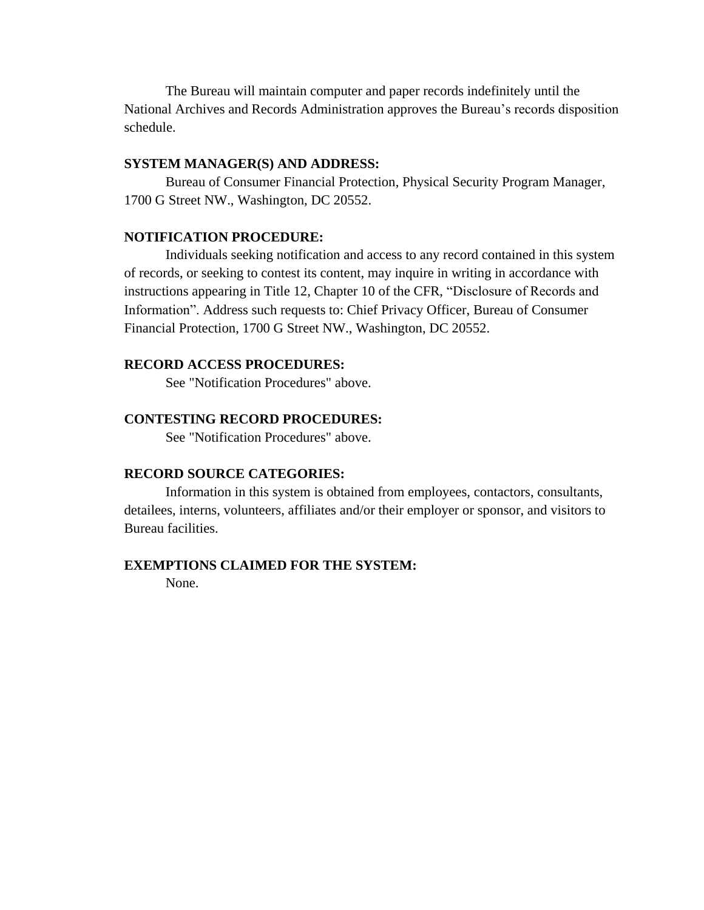The Bureau will maintain computer and paper records indefinitely until the National Archives and Records Administration approves the Bureau's records disposition schedule.

**SYSTEM MANAGER(S) AND ADDRESS:**

Bureau of Consumer Financial Protection, Physical Security Program Manager, 1700 G Street NW., Washington, DC 20552.

**NOTIFICATION PROCEDURE:**

Individuals seeking notification and access to any record contained in this system of records, or seeking to contest its content, may inquire in writing in accordance with instructions appearing in Title 12, Chapter 10 of the CFR, "Disclosure of Records and Information". Address such requests to: Chief Privacy Officer, Bureau of Consumer Financial Protection, 1700 G Street NW., Washington, DC 20552.

**RECORD ACCESS PROCEDURES:**

See "Notification Procedures" above.

**CONTESTING RECORD PROCEDURES:**

See "Notification Procedures" above.

**RECORD SOURCE CATEGORIES:**

Information in this system is obtained from employees, contactors, consultants, detailees, interns, volunteers, affiliates and/or their employer or sponsor, and visitors to Bureau facilities.

**EXEMPTIONS CLAIMED FOR THE SYSTEM:**

None.